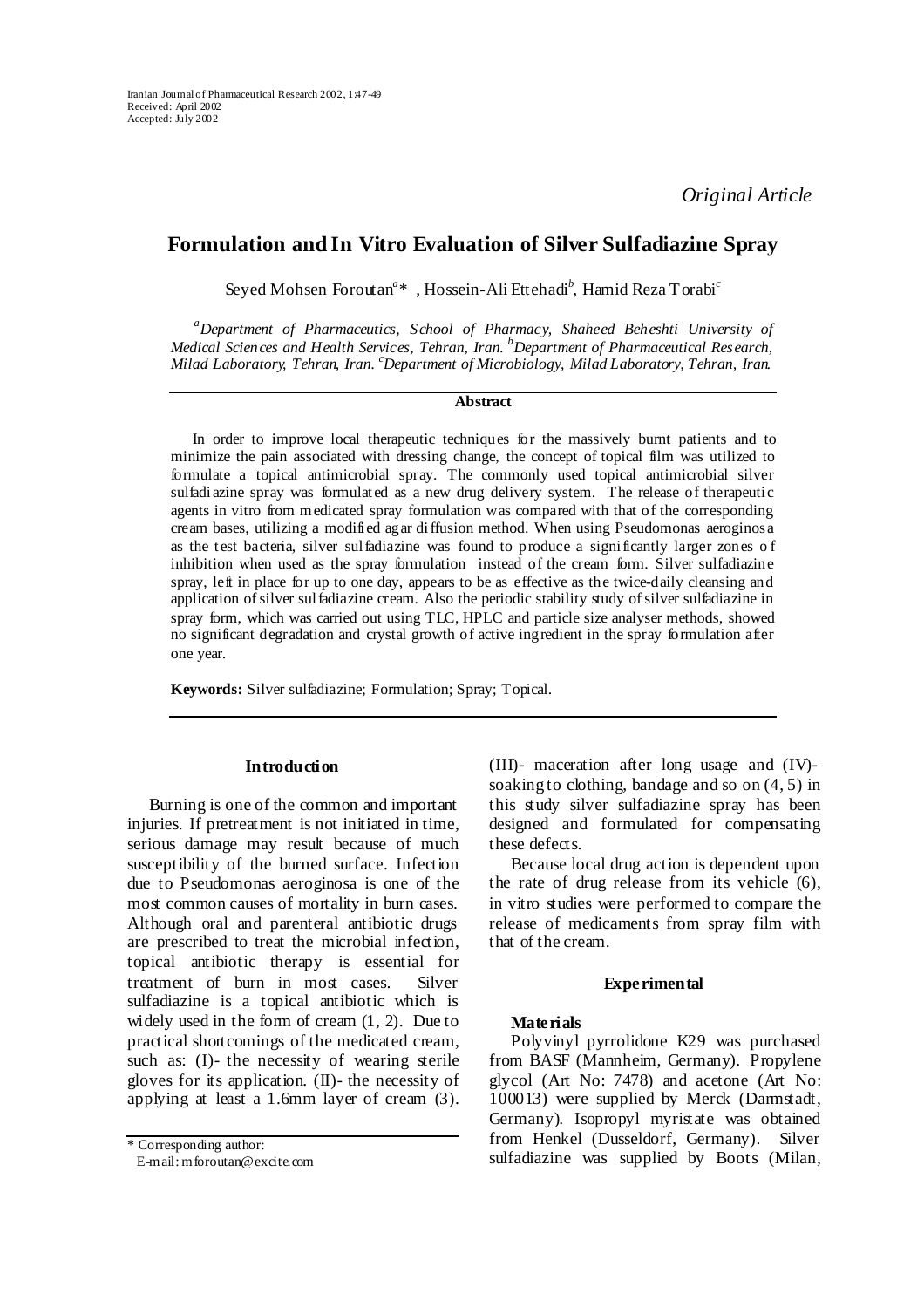*Original Article*

# Formulation and In Vitro Evaluation of Silver Sulfadiazine Spray

Seyed Mohsen Foroutan[a]*, Hossein-Ali Ettehadi[b], Hamid Reza Torabi[c]

[a]*Department of Pharmaceutics, School of Pharmacy, Shaheed Beheshti University of Medical Sciences and Health Services, Tehran, Iran.* [b]*Department of Pharmaceutical Research, Milad Laboratory, Tehran, Iran.* [c]*Department of Microbiology, Milad Laboratory, Tehran, Iran.*

## Abstract

In order to improve local therapeutic techniques for the massively burnt patients and to minimize the pain associated with dressing change, the concept of topical film was utilized to formulate a topical antimicrobial spray. The commonly used topical antimicrobial silver sulfadiazine spray was formulated as a new drug delivery system. The release of therapeutic agents in vitro from medicated spray formulation was compared with that of the corresponding cream bases, utilizing a modified agar diffusion method. When using Pseudomonas aeroginosa as the test bacteria, silver sulfadiazine was found to produce a significantly larger zones of inhibition when used as the spray formulation instead of the cream form. Silver sulfadiazine spray, left in place for up to one day, appears to be as effective as the twice-daily cleansing and application of silver sulfadiazine cream. Also the periodic stability study of silver sulfadiazine in spray form, which was carried out using TLC, HPLC and particle size analyser methods, showed no significant degradation and crystal growth of active ingredient in the spray formulation after one year.

**Keywords:** Silver sulfadiazine; Formulation; Spray; Topical.

## Introduction

Burning is one of the common and important injuries. If pretreatment is not initiated in time, serious damage may result because of much susceptibility of the burned surface. Infection due to Pseudomonas aeroginosa is one of the most common causes of mortality in burn cases. Although oral and parenteral antibiotic drugs are prescribed to treat the microbial infection, topical antibiotic therapy is essential for treatment of burn in most cases. Silver sulfadiazine is a topical antibiotic which is widely used in the form of cream (1, 2). Due to practical shortcomings of the medicated cream, such as: (I)- the necessity of wearing sterile gloves for its application. (II)- the necessity of applying at least a 1.6mm layer of cream (3). (III)- maceration after long usage and (IV)- soaking to clothing, bandage and so on (4, 5) in this study silver sulfadiazine spray has been designed and formulated for compensating these defects.

Because local drug action is dependent upon the rate of drug release from its vehicle (6), in vitro studies were performed to compare the release of medicaments from spray film with that of the cream.

## Experimental

### Materials

Polyvinyl pyrrolidone K29 was purchased from BASF (Mannheim, Germany). Propylene glycol (Art No: 7478) and acetone (Art No: 100013) were supplied by Merck (Darmstadt, Germany). Isopropyl myristate was obtained from Henkel (Dusseldorf, Germany). Silver sulfadiazine was supplied by Boots (Milan,

\* Corresponding author:
E-mail: mforoutan@excite.com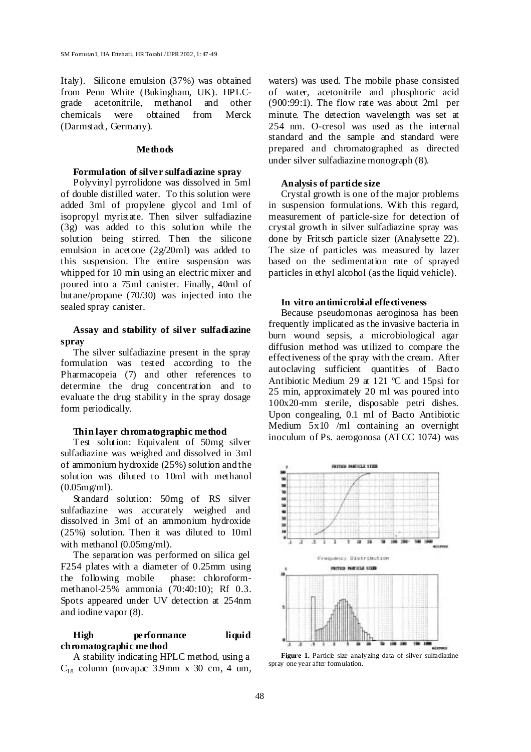Italy). Silicone emulsion (37%) was obtained from Penn White (Bukingham, UK). HPLC-grade acetonitrile, methanol and other chemicals were obtained from Merck (Darmstadt, Germany).

## Methods

### Formulation of silver sulfadiazine spray

Polyvinyl pyrrolidone was dissolved in 5ml of double distilled water. To this solution were added 3ml of propylene glycol and 1ml of isopropyl myristate. Then silver sulfadiazine (3g) was added to this solution while the solution being stirred. Then the silicone emulsion in acetone (2g/20ml) was added to this suspension. The entire suspension was whipped for 10 min using an electric mixer and poured into a 75ml canister. Finally, 40ml of butane/propane (70/30) was injected into the sealed spray canister.

### Assay and stability of silver sulfadiazine spray

The silver sulfadiazine present in the spray formulation was tested according to the Pharmacopeia (7) and other references to determine the drug concentration and to evaluate the drug stability in the spray dosage form periodically.

### Thin layer chromatographic method

Test solution: Equivalent of 50mg silver sulfadiazine was weighed and dissolved in 3ml of ammonium hydroxide (25%) solution and the solution was diluted to 10ml with methanol (0.05mg/ml).

Standard solution: 50mg of RS silver sulfadiazine was accurately weighed and dissolved in 3ml of an ammonium hydroxide (25%) solution. Then it was diluted to 10ml with methanol (0.05mg/ml).

The separation was performed on silica gel F254 plates with a diameter of 0.25mm using the following mobile phase: chloroform-methanol-25% ammonia (70:40:10); Rf 0.3. Spots appeared under UV detection at 254nm and iodine vapor (8).

### High performance liquid chromatographic method

A stability indicating HPLC method, using a $C_{18}$ column (novapac 3.9mm x 30 cm, 4 um, waters) was used. The mobile phase consisted of water, acetonitrile and phosphoric acid (900:99:1). The flow rate was about 2ml per minute. The detection wavelength was set at 254 nm. O-cresol was used as the internal standard and the sample and standard were prepared and chromatographed as directed under silver sulfadiazine monograph (8).

### Analysis of particle size

Crystal growth is one of the major problems in suspension formulations. With this regard, measurement of particle-size for detection of crystal growth in silver sulfadiazine spray was done by Fritsch particle sizer (Analysette 22). The size of particles was measured by lazer based on the sedimentation rate of sprayed particles in ethyl alcohol (as the liquid vehicle).

### In vitro antimicrobial effectiveness

Because pseudomonas aeroginosa has been frequently implicated as the invasive bacteria in burn wound sepsis, a microbiological agar diffusion method was utilized to compare the effectiveness of the spray with the cream. After autoclaving sufficient quantities of Bacto Antibiotic Medium 29 at 121 ºC and 15psi for 25 min, approximately 20 ml was poured into 100x20-mm sterile, disposable petri dishes. Upon congealing, 0.1 ml of Bacto Antibiotic Medium 5x10 /ml containing an overnight inoculum of Ps. aerogonosa (ATCC 1074) was

**Figure 1.** Particle size analyzing data of silver sulfadiazine spray one year after formulation.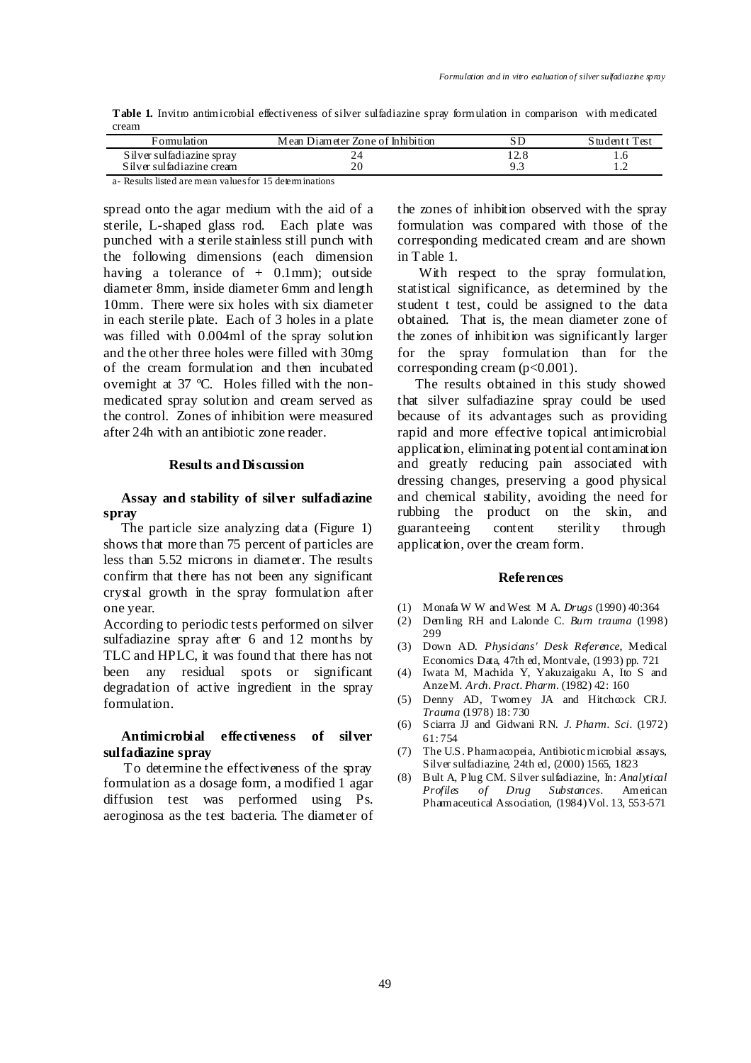**Table 1.** Invitro antimicrobial effectiveness of silver sulfadiazine spray formulation in comparison with medicated cream

| Formulation | Mean Diameter Zone of Inhibition | SD | Student t Test |
|---|---|---|---|
| Silver sulfadiazine spray | 24 | 12.8 | 1.6 |
| Silver sulfadiazine cream | 20 | 9.3 | 1.2 |

a- Results listed are mean values for 15 determinations

spread onto the agar medium with the aid of a sterile, L-shaped glass rod. Each plate was punched with a sterile stainless still punch with the following dimensions (each dimension having a tolerance of + 0.1mm); outside diameter 8mm, inside diameter 6mm and length 10mm. There were six holes with six diameter in each sterile plate. Each of 3 holes in a plate was filled with 0.004ml of the spray solution and the other three holes were filled with 30mg of the cream formulation and then incubated overnight at 37 ºC. Holes filled with the non-medicated spray solution and cream served as the control. Zones of inhibition were measured after 24h with an antibiotic zone reader.

## Results and Discussion

### Assay and stability of silver sulfadiazine spray

The particle size analyzing data (Figure 1) shows that more than 75 percent of particles are less than 5.52 microns in diameter. The results confirm that there has not been any significant crystal growth in the spray formulation after one year.

According to periodic tests performed on silver sulfadiazine spray after 6 and 12 months by TLC and HPLC, it was found that there has not been any residual spots or significant degradation of active ingredient in the spray formulation.

### Antimicrobial effectiveness of silver sulfadiazine spray

To determine the effectiveness of the spray formulation as a dosage form, a modified 1 agar diffusion test was performed using Ps. aeroginosa as the test bacteria. The diameter of the zones of inhibition observed with the spray formulation was compared with those of the corresponding medicated cream and are shown in Table 1.

With respect to the spray formulation, statistical significance, as determined by the student t test, could be assigned to the data obtained. That is, the mean diameter zone of the zones of inhibition was significantly larger for the spray formulation than for the corresponding cream ($p<0.001$).

The results obtained in this study showed that silver sulfadiazine spray could be used because of its advantages such as providing rapid and more effective topical antimicrobial application, eliminating potential contamination and greatly reducing pain associated with dressing changes, preserving a good physical and chemical stability, avoiding the need for rubbing the product on the skin, and guaranteeing content sterility through application, over the cream form.

## References

(1) Monafa W W and West M A. *Drugs* (1990) 40:364
(2) Demling RH and Lalonde C. *Burn trauma* (1998) 299
(3) Down AD. *Physicians' Desk Reference,* Medical Economics Data, 47th ed, Montvale, (1993) pp. 721
(4) Iwata M, Machida Y, Yakuzaigaku A, Ito S and Anze M. *Arch. Pract. Pharm.* (1982) 42: 160
(5) Denny AD, Twomey JA and Hitchcock CRJ. *Trauma* (1978) 18: 730
(6) Sciarra JJ and Gidwani RN. *J. Pharm. Sci.* (1972) 61: 754
(7) The U.S. Pharmacopeia, Antibiotic microbial assays, Silver sulfadiazine, 24th ed, (2000) 1565, 1823
(8) Bult A, Plug CM. Silver sulfadiazine, In: *Analytical Profiles of Drug Substances.* American Pharmaceutical Association, (1984) Vol. 13, 553-571